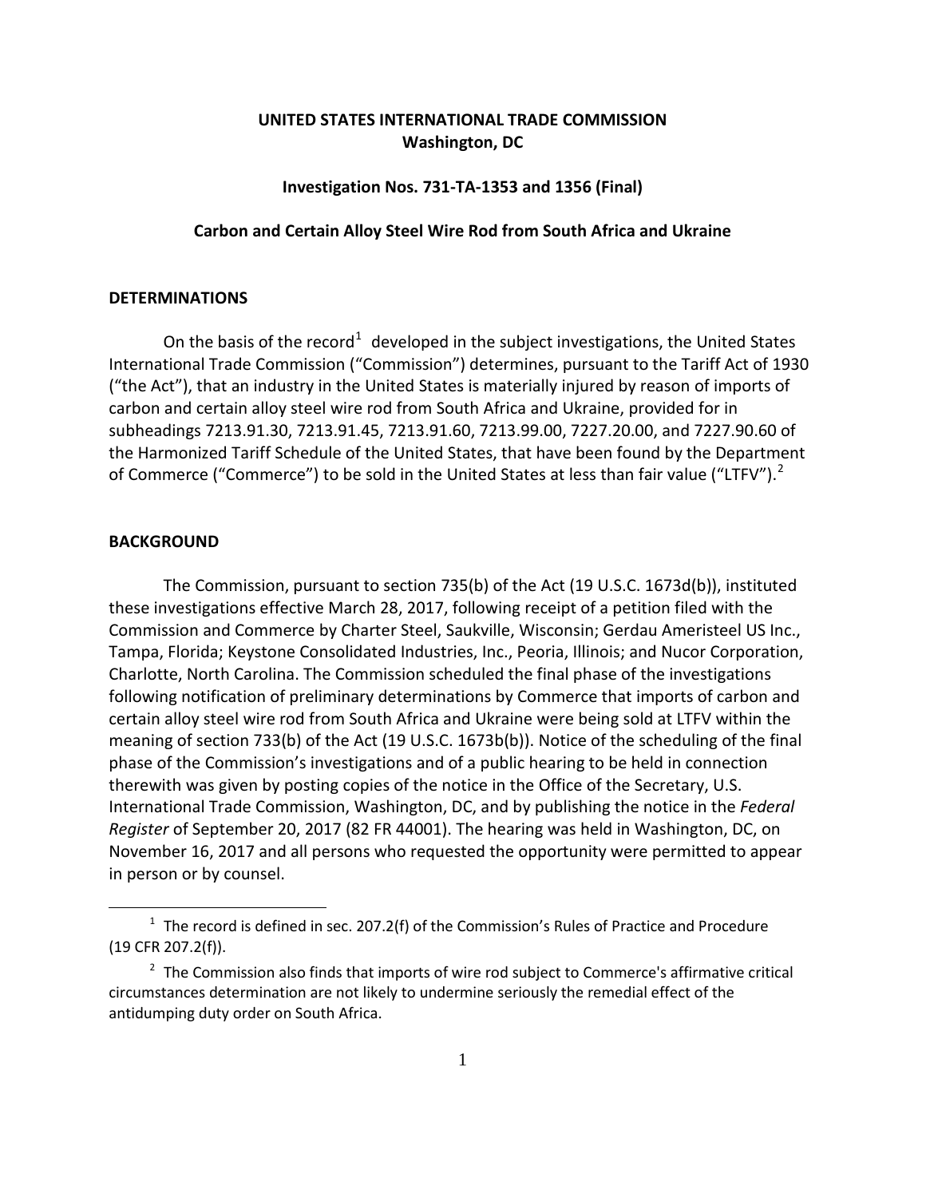**UNITED STATES INTERNATIONAL TRADE COMMISSION**
**Washington, DC**

**Investigation Nos. 731-TA-1353 and 1356 (Final)**

**Carbon and Certain Alloy Steel Wire Rod from South Africa and Ukraine**

## DETERMINATIONS

On the basis of the record[1] developed in the subject investigations, the United States International Trade Commission ("Commission") determines, pursuant to the Tariff Act of 1930 ("the Act"), that an industry in the United States is materially injured by reason of imports of carbon and certain alloy steel wire rod from South Africa and Ukraine, provided for in subheadings 7213.91.30, 7213.91.45, 7213.91.60, 7213.99.00, 7227.20.00, and 7227.90.60 of the Harmonized Tariff Schedule of the United States, that have been found by the Department of Commerce ("Commerce") to be sold in the United States at less than fair value ("LTFV").[2]

## BACKGROUND

The Commission, pursuant to section 735(b) of the Act (19 U.S.C. 1673d(b)), instituted these investigations effective March 28, 2017, following receipt of a petition filed with the Commission and Commerce by Charter Steel, Saukville, Wisconsin; Gerdau Ameristeel US Inc., Tampa, Florida; Keystone Consolidated Industries, Inc., Peoria, Illinois; and Nucor Corporation, Charlotte, North Carolina. The Commission scheduled the final phase of the investigations following notification of preliminary determinations by Commerce that imports of carbon and certain alloy steel wire rod from South Africa and Ukraine were being sold at LTFV within the meaning of section 733(b) of the Act (19 U.S.C. 1673b(b)). Notice of the scheduling of the final phase of the Commission's investigations and of a public hearing to be held in connection therewith was given by posting copies of the notice in the Office of the Secretary, U.S. International Trade Commission, Washington, DC, and by publishing the notice in the *Federal Register* of September 20, 2017 (82 FR 44001). The hearing was held in Washington, DC, on November 16, 2017 and all persons who requested the opportunity were permitted to appear in person or by counsel.

---

[1] The record is defined in sec. 207.2(f) of the Commission's Rules of Practice and Procedure (19 CFR 207.2(f)).

[2] The Commission also finds that imports of wire rod subject to Commerce's affirmative critical circumstances determination are not likely to undermine seriously the remedial effect of the antidumping duty order on South Africa.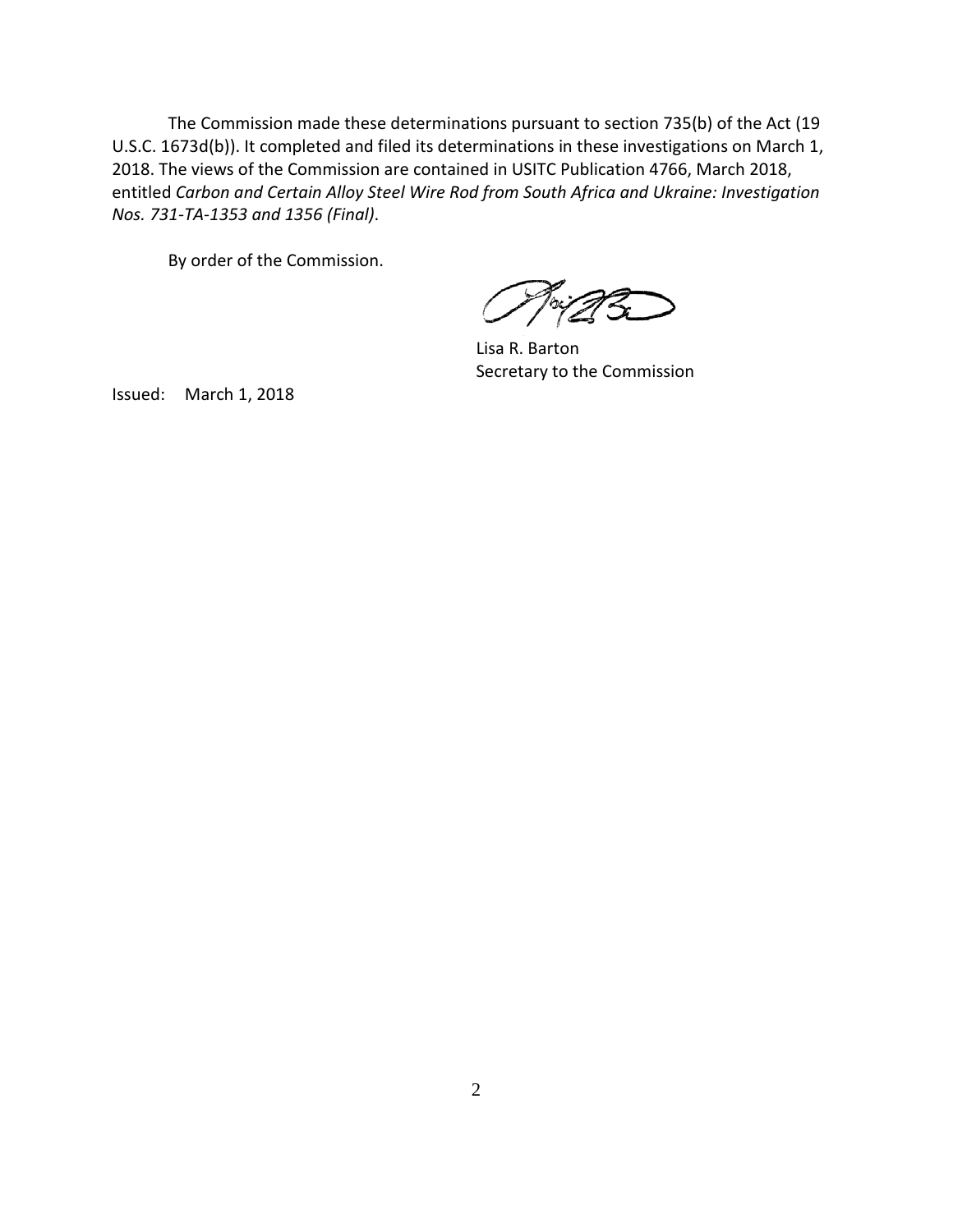The Commission made these determinations pursuant to section 735(b) of the Act (19 U.S.C. 1673d(b)). It completed and filed its determinations in these investigations on March 1, 2018. The views of the Commission are contained in USITC Publication 4766, March 2018, entitled *Carbon and Certain Alloy Steel Wire Rod from South Africa and Ukraine: Investigation Nos. 731-TA-1353 and 1356 (Final)*.

By order of the Commission.

Lisa R. Barton
Secretary to the Commission

Issued: March 1, 2018